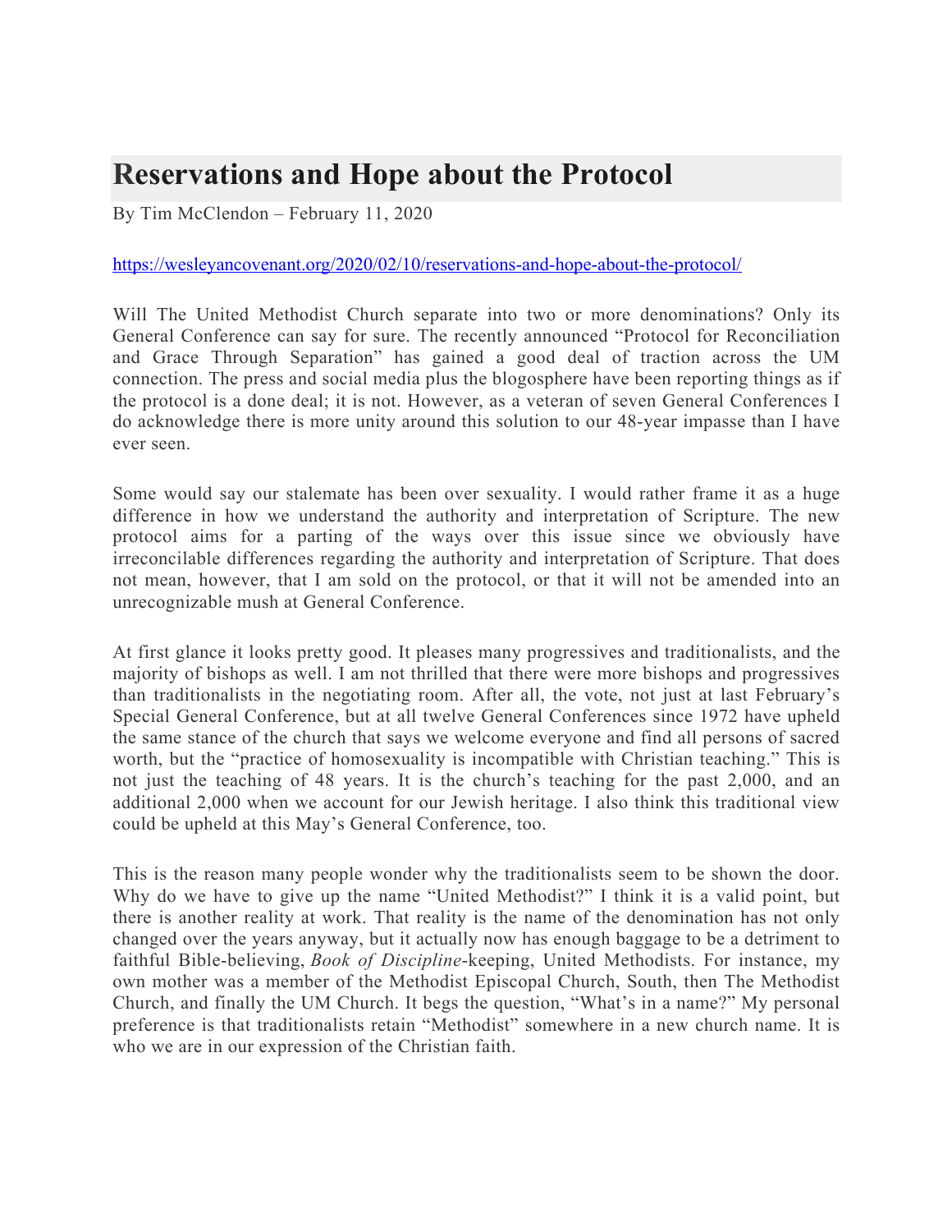# Reservations and Hope about the Protocol

By Tim McClendon – February 11, 2020

https://wesleyancovenant.org/2020/02/10/reservations-and-hope-about-the-protocol/

Will The United Methodist Church separate into two or more denominations? Only its General Conference can say for sure. The recently announced "Protocol for Reconciliation and Grace Through Separation" has gained a good deal of traction across the UM connection. The press and social media plus the blogosphere have been reporting things as if the protocol is a done deal; it is not. However, as a veteran of seven General Conferences I do acknowledge there is more unity around this solution to our 48-year impasse than I have ever seen.

Some would say our stalemate has been over sexuality. I would rather frame it as a huge difference in how we understand the authority and interpretation of Scripture. The new protocol aims for a parting of the ways over this issue since we obviously have irreconcilable differences regarding the authority and interpretation of Scripture. That does not mean, however, that I am sold on the protocol, or that it will not be amended into an unrecognizable mush at General Conference.

At first glance it looks pretty good. It pleases many progressives and traditionalists, and the majority of bishops as well. I am not thrilled that there were more bishops and progressives than traditionalists in the negotiating room. After all, the vote, not just at last February's Special General Conference, but at all twelve General Conferences since 1972 have upheld the same stance of the church that says we welcome everyone and find all persons of sacred worth, but the "practice of homosexuality is incompatible with Christian teaching." This is not just the teaching of 48 years. It is the church's teaching for the past 2,000, and an additional 2,000 when we account for our Jewish heritage. I also think this traditional view could be upheld at this May's General Conference, too.

This is the reason many people wonder why the traditionalists seem to be shown the door. Why do we have to give up the name "United Methodist?" I think it is a valid point, but there is another reality at work. That reality is the name of the denomination has not only changed over the years anyway, but it actually now has enough baggage to be a detriment to faithful Bible-believing, *Book of Discipline*-keeping, United Methodists. For instance, my own mother was a member of the Methodist Episcopal Church, South, then The Methodist Church, and finally the UM Church. It begs the question, "What's in a name?" My personal preference is that traditionalists retain "Methodist" somewhere in a new church name. It is who we are in our expression of the Christian faith.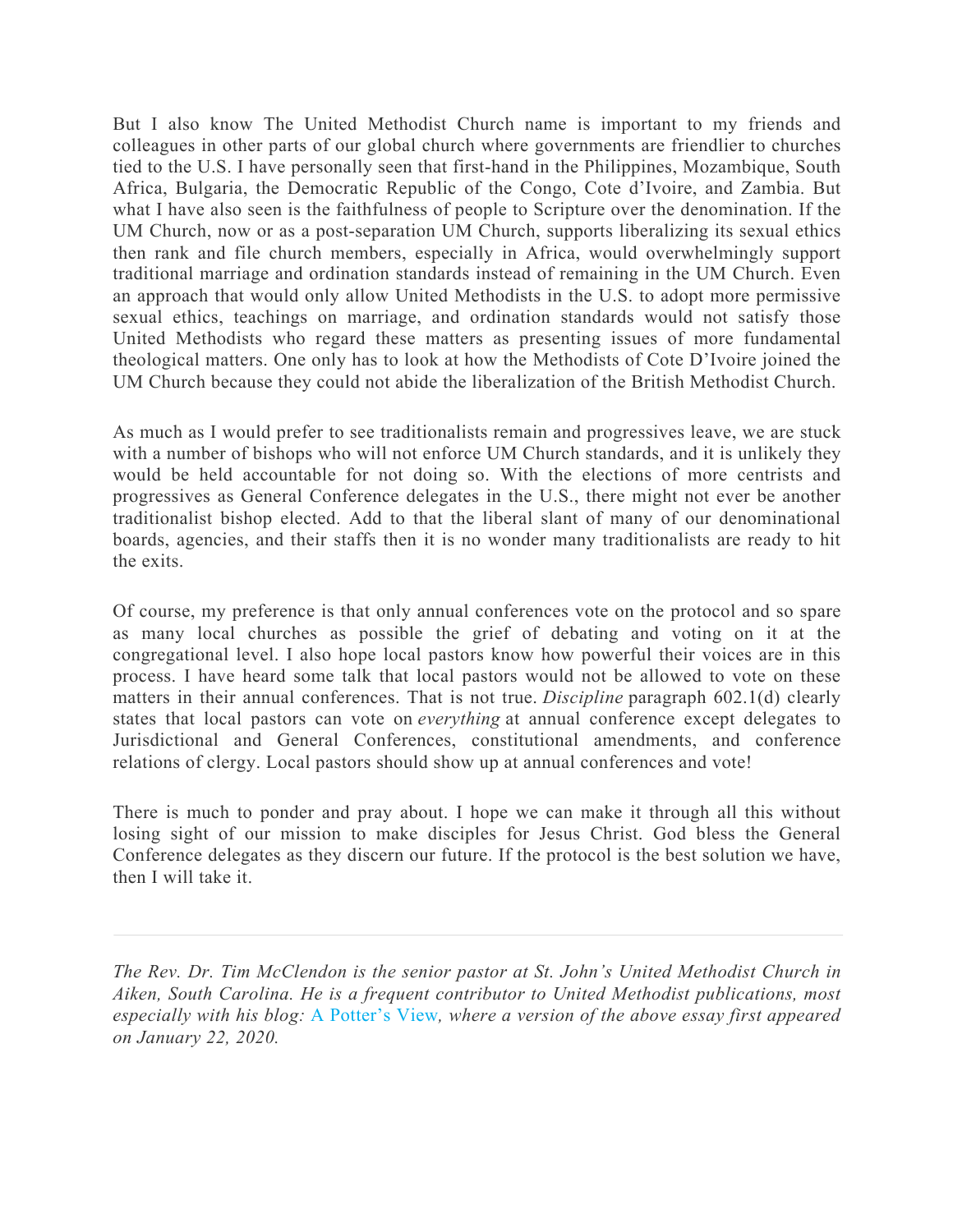But I also know The United Methodist Church name is important to my friends and colleagues in other parts of our global church where governments are friendlier to churches tied to the U.S. I have personally seen that first-hand in the Philippines, Mozambique, South Africa, Bulgaria, the Democratic Republic of the Congo, Cote d'Ivoire, and Zambia. But what I have also seen is the faithfulness of people to Scripture over the denomination. If the UM Church, now or as a post-separation UM Church, supports liberalizing its sexual ethics then rank and file church members, especially in Africa, would overwhelmingly support traditional marriage and ordination standards instead of remaining in the UM Church. Even an approach that would only allow United Methodists in the U.S. to adopt more permissive sexual ethics, teachings on marriage, and ordination standards would not satisfy those United Methodists who regard these matters as presenting issues of more fundamental theological matters. One only has to look at how the Methodists of Cote D'Ivoire joined the UM Church because they could not abide the liberalization of the British Methodist Church.

As much as I would prefer to see traditionalists remain and progressives leave, we are stuck with a number of bishops who will not enforce UM Church standards, and it is unlikely they would be held accountable for not doing so. With the elections of more centrists and progressives as General Conference delegates in the U.S., there might not ever be another traditionalist bishop elected. Add to that the liberal slant of many of our denominational boards, agencies, and their staffs then it is no wonder many traditionalists are ready to hit the exits.

Of course, my preference is that only annual conferences vote on the protocol and so spare as many local churches as possible the grief of debating and voting on it at the congregational level. I also hope local pastors know how powerful their voices are in this process. I have heard some talk that local pastors would not be allowed to vote on these matters in their annual conferences. That is not true. *Discipline* paragraph 602.1(d) clearly states that local pastors can vote on *everything* at annual conference except delegates to Jurisdictional and General Conferences, constitutional amendments, and conference relations of clergy. Local pastors should show up at annual conferences and vote!

There is much to ponder and pray about. I hope we can make it through all this without losing sight of our mission to make disciples for Jesus Christ. God bless the General Conference delegates as they discern our future. If the protocol is the best solution we have, then I will take it.

---

*The Rev. Dr. Tim McClendon is the senior pastor at St. John's United Methodist Church in Aiken, South Carolina. He is a frequent contributor to United Methodist publications, most especially with his blog:* A Potter's View*, where a version of the above essay first appeared on January 22, 2020.*